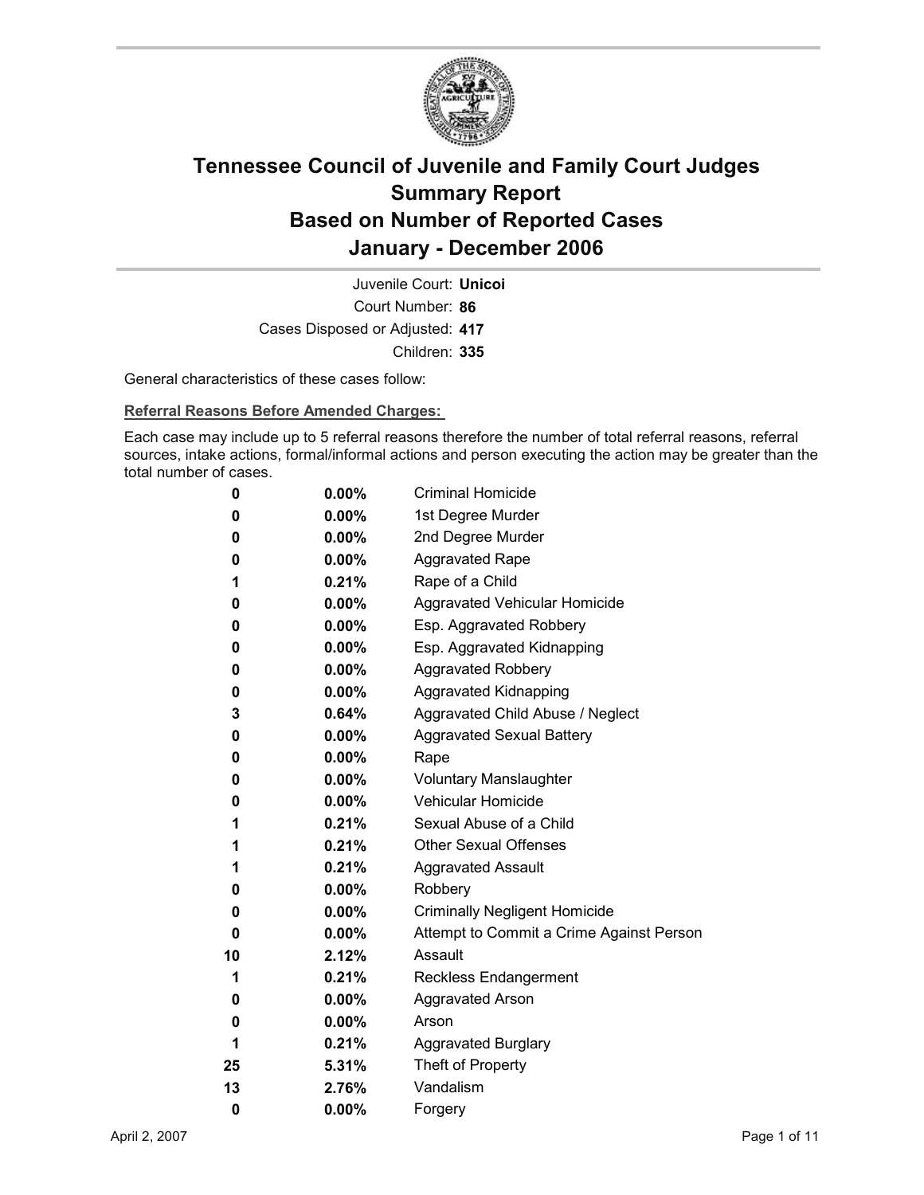# Tennessee Council of Juvenile and Family Court Judges
# Summary Report
# Based on Number of Reported Cases
# January - December 2006

Juvenile Court: **Unicoi**
Court Number: **86**
Cases Disposed or Adjusted: **417**
Children: **335**

General characteristics of these cases follow:

**Referral Reasons Before Amended Charges:**

Each case may include up to 5 referral reasons therefore the number of total referral reasons, referral sources, intake actions, formal/informal actions and person executing the action may be greater than the total number of cases.

| | | |
|---|---|---|
| 0 | 0.00% | Criminal Homicide |
| 0 | 0.00% | 1st Degree Murder |
| 0 | 0.00% | 2nd Degree Murder |
| 0 | 0.00% | Aggravated Rape |
| 1 | 0.21% | Rape of a Child |
| 0 | 0.00% | Aggravated Vehicular Homicide |
| 0 | 0.00% | Esp. Aggravated Robbery |
| 0 | 0.00% | Esp. Aggravated Kidnapping |
| 0 | 0.00% | Aggravated Robbery |
| 0 | 0.00% | Aggravated Kidnapping |
| 3 | 0.64% | Aggravated Child Abuse / Neglect |
| 0 | 0.00% | Aggravated Sexual Battery |
| 0 | 0.00% | Rape |
| 0 | 0.00% | Voluntary Manslaughter |
| 0 | 0.00% | Vehicular Homicide |
| 1 | 0.21% | Sexual Abuse of a Child |
| 1 | 0.21% | Other Sexual Offenses |
| 1 | 0.21% | Aggravated Assault |
| 0 | 0.00% | Robbery |
| 0 | 0.00% | Criminally Negligent Homicide |
| 0 | 0.00% | Attempt to Commit a Crime Against Person |
| 10 | 2.12% | Assault |
| 1 | 0.21% | Reckless Endangerment |
| 0 | 0.00% | Aggravated Arson |
| 0 | 0.00% | Arson |
| 1 | 0.21% | Aggravated Burglary |
| 25 | 5.31% | Theft of Property |
| 13 | 2.76% | Vandalism |
| 0 | 0.00% | Forgery |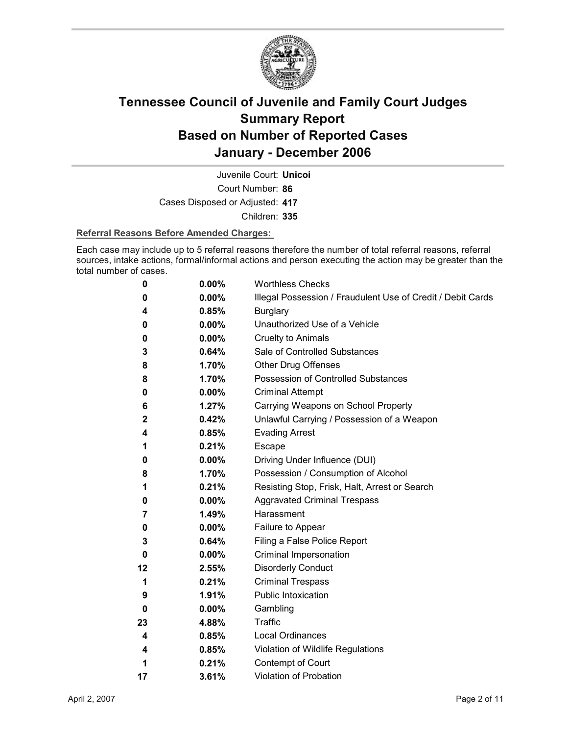# Tennessee Council of Juvenile and Family Court Judges Summary Report Based on Number of Reported Cases January - December 2006

Juvenile Court: **Unicoi**

Court Number: **86**

Cases Disposed or Adjusted: **417**

Children: **335**

**Referral Reasons Before Amended Charges:**

Each case may include up to 5 referral reasons therefore the number of total referral reasons, referral sources, intake actions, formal/informal actions and person executing the action may be greater than the total number of cases.

| | | |
|---|---|---|
| 0 | 0.00% | Worthless Checks |
| 0 | 0.00% | Illegal Possession / Fraudulent Use of Credit / Debit Cards |
| 4 | 0.85% | Burglary |
| 0 | 0.00% | Unauthorized Use of a Vehicle |
| 0 | 0.00% | Cruelty to Animals |
| 3 | 0.64% | Sale of Controlled Substances |
| 8 | 1.70% | Other Drug Offenses |
| 8 | 1.70% | Possession of Controlled Substances |
| 0 | 0.00% | Criminal Attempt |
| 6 | 1.27% | Carrying Weapons on School Property |
| 2 | 0.42% | Unlawful Carrying / Possession of a Weapon |
| 4 | 0.85% | Evading Arrest |
| 1 | 0.21% | Escape |
| 0 | 0.00% | Driving Under Influence (DUI) |
| 8 | 1.70% | Possession / Consumption of Alcohol |
| 1 | 0.21% | Resisting Stop, Frisk, Halt, Arrest or Search |
| 0 | 0.00% | Aggravated Criminal Trespass |
| 7 | 1.49% | Harassment |
| 0 | 0.00% | Failure to Appear |
| 3 | 0.64% | Filing a False Police Report |
| 0 | 0.00% | Criminal Impersonation |
| 12 | 2.55% | Disorderly Conduct |
| 1 | 0.21% | Criminal Trespass |
| 9 | 1.91% | Public Intoxication |
| 0 | 0.00% | Gambling |
| 23 | 4.88% | Traffic |
| 4 | 0.85% | Local Ordinances |
| 4 | 0.85% | Violation of Wildlife Regulations |
| 1 | 0.21% | Contempt of Court |
| 17 | 3.61% | Violation of Probation |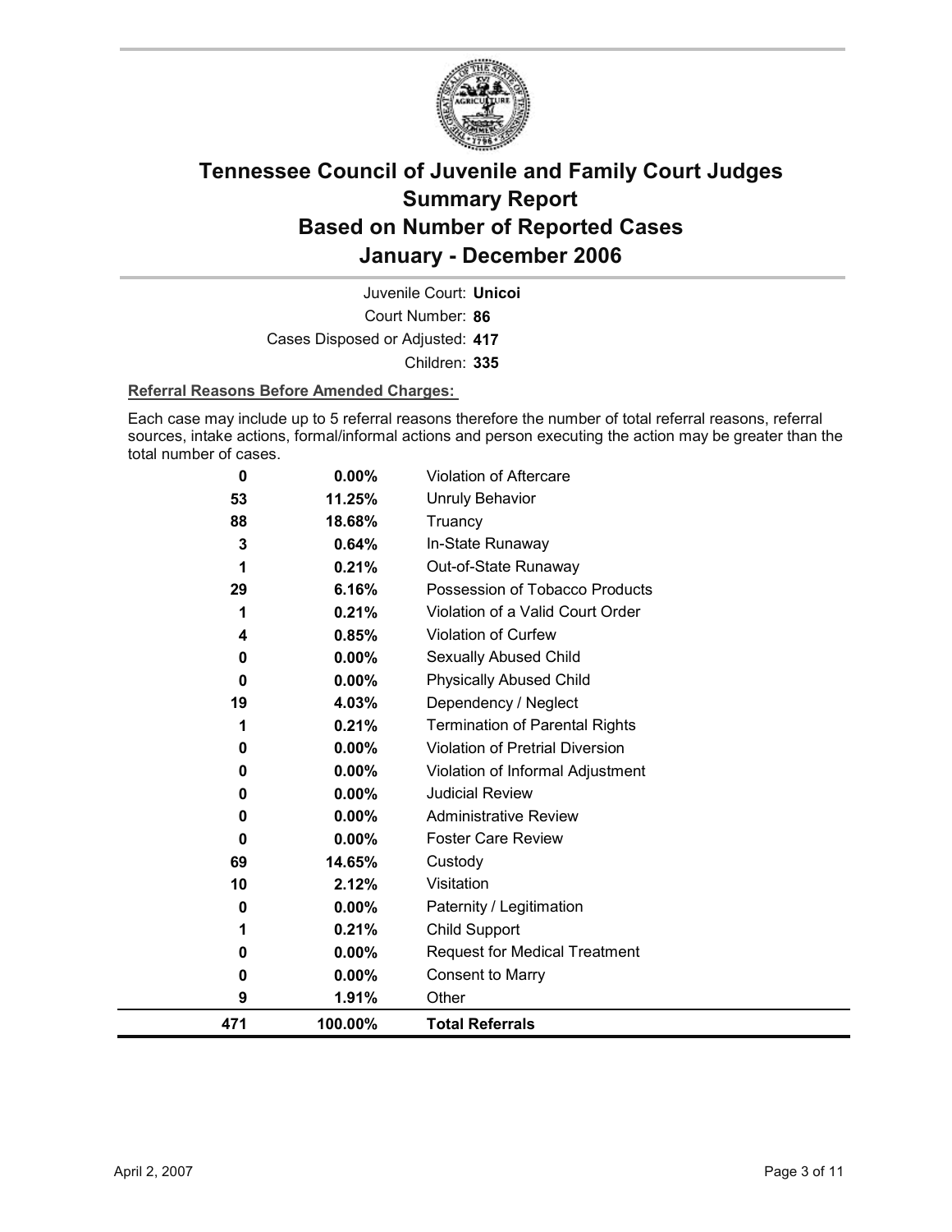# Tennessee Council of Juvenile and Family Court Judges
# Summary Report
# Based on Number of Reported Cases
# January - December 2006

Juvenile Court: **Unicoi**

Court Number: **86**

Cases Disposed or Adjusted: **417**

Children: **335**

**Referral Reasons Before Amended Charges:**

Each case may include up to 5 referral reasons therefore the number of total referral reasons, referral sources, intake actions, formal/informal actions and person executing the action may be greater than the total number of cases.

| | | |
|---|---|---|
| 0 | 0.00% | Violation of Aftercare |
| 53 | 11.25% | Unruly Behavior |
| 88 | 18.68% | Truancy |
| 3 | 0.64% | In-State Runaway |
| 1 | 0.21% | Out-of-State Runaway |
| 29 | 6.16% | Possession of Tobacco Products |
| 1 | 0.21% | Violation of a Valid Court Order |
| 4 | 0.85% | Violation of Curfew |
| 0 | 0.00% | Sexually Abused Child |
| 0 | 0.00% | Physically Abused Child |
| 19 | 4.03% | Dependency / Neglect |
| 1 | 0.21% | Termination of Parental Rights |
| 0 | 0.00% | Violation of Pretrial Diversion |
| 0 | 0.00% | Violation of Informal Adjustment |
| 0 | 0.00% | Judicial Review |
| 0 | 0.00% | Administrative Review |
| 0 | 0.00% | Foster Care Review |
| 69 | 14.65% | Custody |
| 10 | 2.12% | Visitation |
| 0 | 0.00% | Paternity / Legitimation |
| 1 | 0.21% | Child Support |
| 0 | 0.00% | Request for Medical Treatment |
| 0 | 0.00% | Consent to Marry |
| 9 | 1.91% | Other |
| **471** | **100.00%** | **Total Referrals** |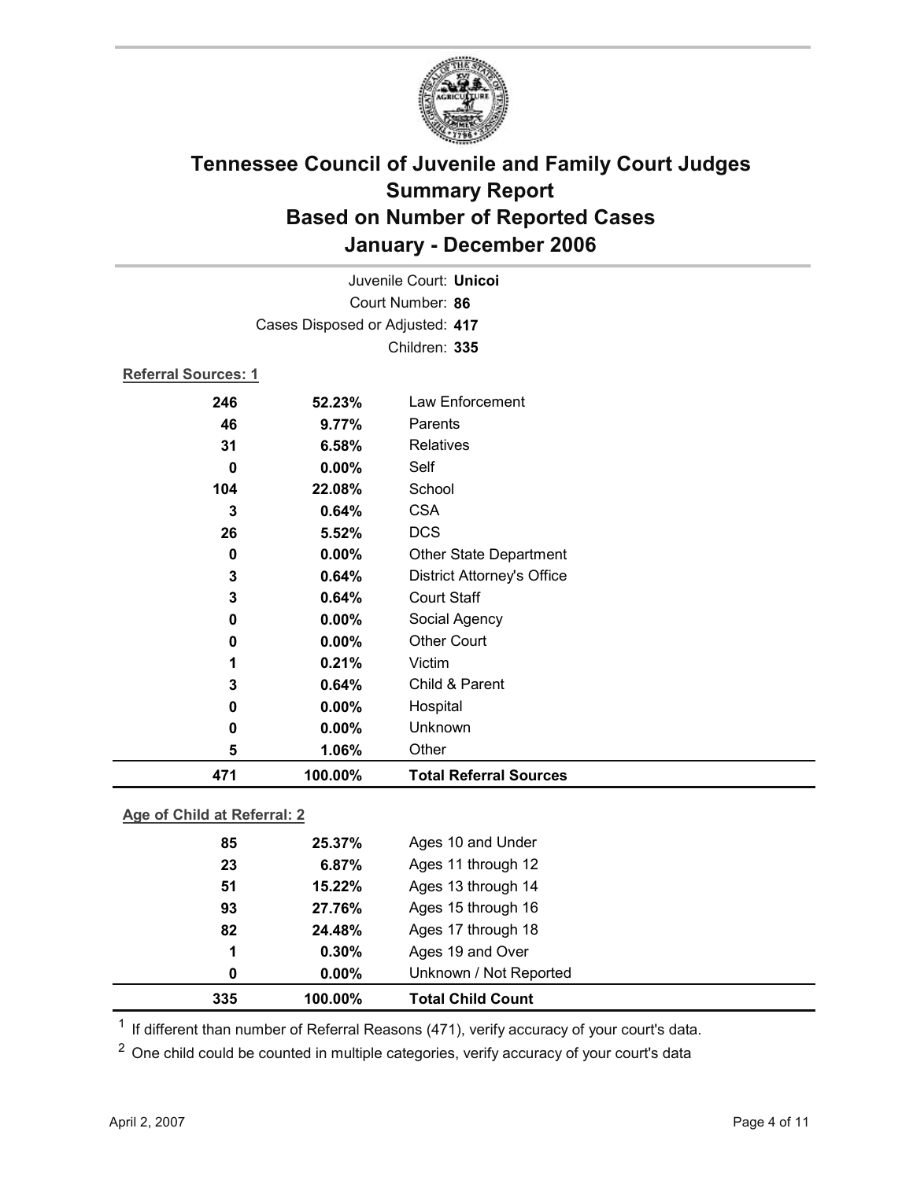# Tennessee Council of Juvenile and Family Court Judges
# Summary Report
# Based on Number of Reported Cases
# January - December 2006

Juvenile Court: **Unicoi**
Court Number: **86**
Cases Disposed or Adjusted: **417**
Children: **335**

**Referral Sources: 1**

| Count | Percent | Source |
|---|---|---|
| 246 | 52.23% | Law Enforcement |
| 46 | 9.77% | Parents |
| 31 | 6.58% | Relatives |
| 0 | 0.00% | Self |
| 104 | 22.08% | School |
| 3 | 0.64% | CSA |
| 26 | 5.52% | DCS |
| 0 | 0.00% | Other State Department |
| 3 | 0.64% | District Attorney's Office |
| 3 | 0.64% | Court Staff |
| 0 | 0.00% | Social Agency |
| 0 | 0.00% | Other Court |
| 1 | 0.21% | Victim |
| 3 | 0.64% | Child & Parent |
| 0 | 0.00% | Hospital |
| 0 | 0.00% | Unknown |
| 5 | 1.06% | Other |
| **471** | **100.00%** | **Total Referral Sources** |

**Age of Child at Referral: 2**

| Count | Percent | Age |
|---|---|---|
| 85 | 25.37% | Ages 10 and Under |
| 23 | 6.87% | Ages 11 through 12 |
| 51 | 15.22% | Ages 13 through 14 |
| 93 | 27.76% | Ages 15 through 16 |
| 82 | 24.48% | Ages 17 through 18 |
| 1 | 0.30% | Ages 19 and Over |
| 0 | 0.00% | Unknown / Not Reported |
| **335** | **100.00%** | **Total Child Count** |

[1] If different than number of Referral Reasons (471), verify accuracy of your court's data.

[2] One child could be counted in multiple categories, verify accuracy of your court's data

April 2, 2007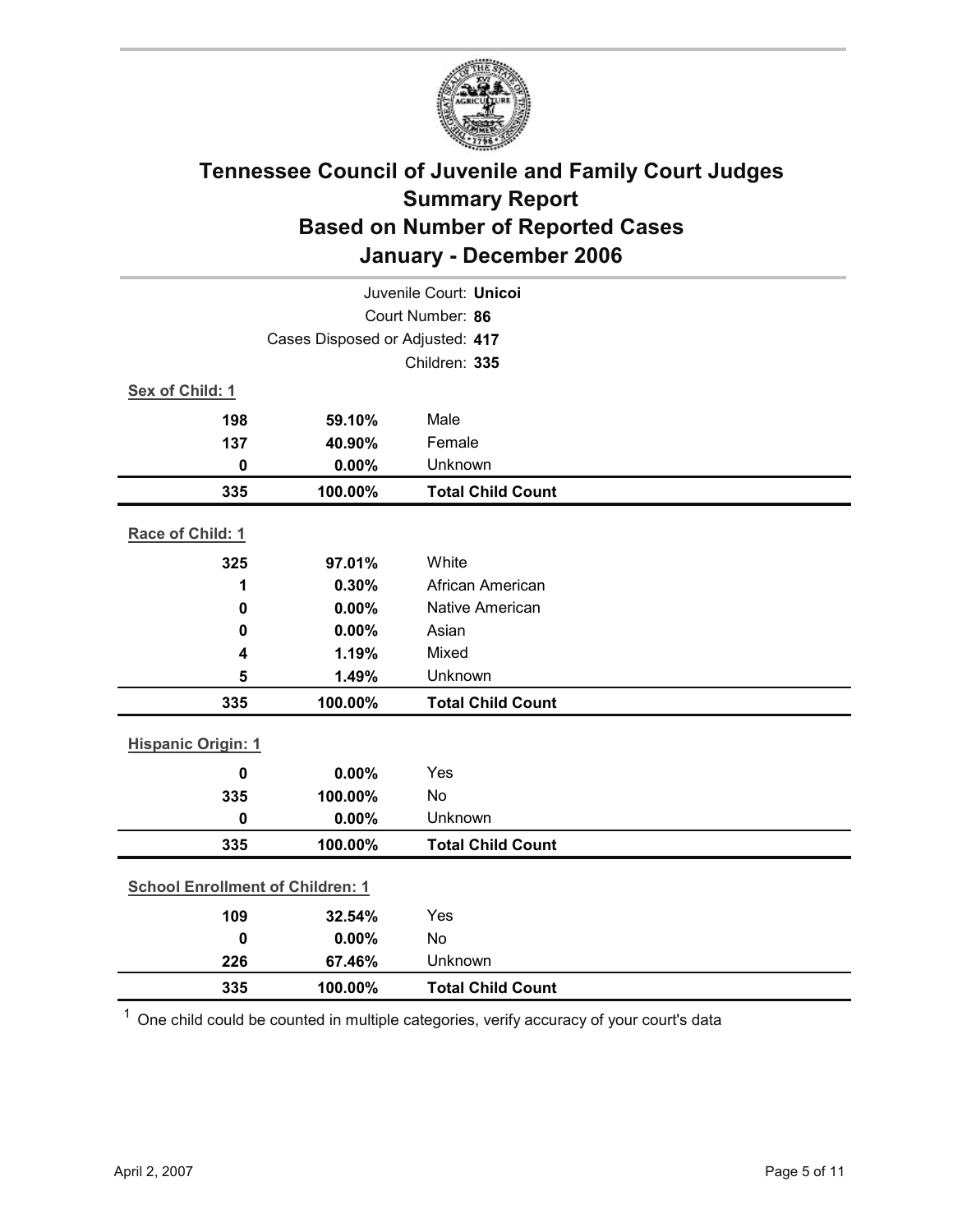# Tennessee Council of Juvenile and Family Court Judges Summary Report Based on Number of Reported Cases January - December 2006

Juvenile Court: **Unicoi**

Court Number: **86**

Cases Disposed or Adjusted: **417**

Children: **335**

**Sex of Child: 1**

| | | |
|---|---|---|
| **198** | **59.10%** | Male |
| **137** | **40.90%** | Female |
| **0** | **0.00%** | Unknown |
| **335** | **100.00%** | **Total Child Count** |

**Race of Child: 1**

| | | |
|---|---|---|
| **325** | **97.01%** | White |
| **1** | **0.30%** | African American |
| **0** | **0.00%** | Native American |
| **0** | **0.00%** | Asian |
| **4** | **1.19%** | Mixed |
| **5** | **1.49%** | Unknown |
| **335** | **100.00%** | **Total Child Count** |

**Hispanic Origin: 1**

| | | |
|---|---|---|
| **0** | **0.00%** | Yes |
| **335** | **100.00%** | No |
| **0** | **0.00%** | Unknown |
| **335** | **100.00%** | **Total Child Count** |

**School Enrollment of Children: 1**

| | | |
|---|---|---|
| **109** | **32.54%** | Yes |
| **0** | **0.00%** | No |
| **226** | **67.46%** | Unknown |
| **335** | **100.00%** | **Total Child Count** |

[1] One child could be counted in multiple categories, verify accuracy of your court's data

April 2, 2007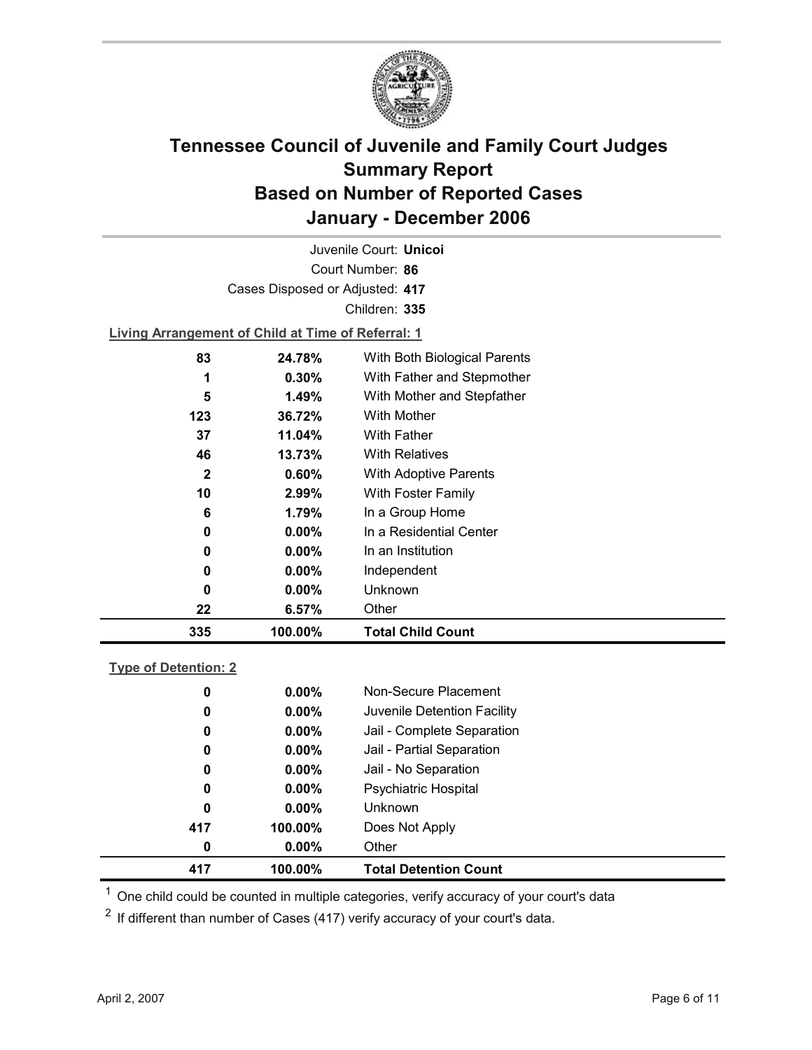# Tennessee Council of Juvenile and Family Court Judges Summary Report Based on Number of Reported Cases January - December 2006

Juvenile Court: **Unicoi**

Court Number: **86**

Cases Disposed or Adjusted: **417**

Children: **335**

**Living Arrangement of Child at Time of Referral: 1**

| Count | Percent | Category |
|---|---|---|
| 83 | 24.78% | With Both Biological Parents |
| 1 | 0.30% | With Father and Stepmother |
| 5 | 1.49% | With Mother and Stepfather |
| 123 | 36.72% | With Mother |
| 37 | 11.04% | With Father |
| 46 | 13.73% | With Relatives |
| 2 | 0.60% | With Adoptive Parents |
| 10 | 2.99% | With Foster Family |
| 6 | 1.79% | In a Group Home |
| 0 | 0.00% | In a Residential Center |
| 0 | 0.00% | In an Institution |
| 0 | 0.00% | Independent |
| 0 | 0.00% | Unknown |
| 22 | 6.57% | Other |
| **335** | **100.00%** | **Total Child Count** |

**Type of Detention: 2**

| Count | Percent | Category |
|---|---|---|
| 0 | 0.00% | Non-Secure Placement |
| 0 | 0.00% | Juvenile Detention Facility |
| 0 | 0.00% | Jail - Complete Separation |
| 0 | 0.00% | Jail - Partial Separation |
| 0 | 0.00% | Jail - No Separation |
| 0 | 0.00% | Psychiatric Hospital |
| 0 | 0.00% | Unknown |
| 417 | 100.00% | Does Not Apply |
| 0 | 0.00% | Other |
| **417** | **100.00%** | **Total Detention Count** |

[1] One child could be counted in multiple categories, verify accuracy of your court's data

[2] If different than number of Cases (417) verify accuracy of your court's data.

April 2, 2007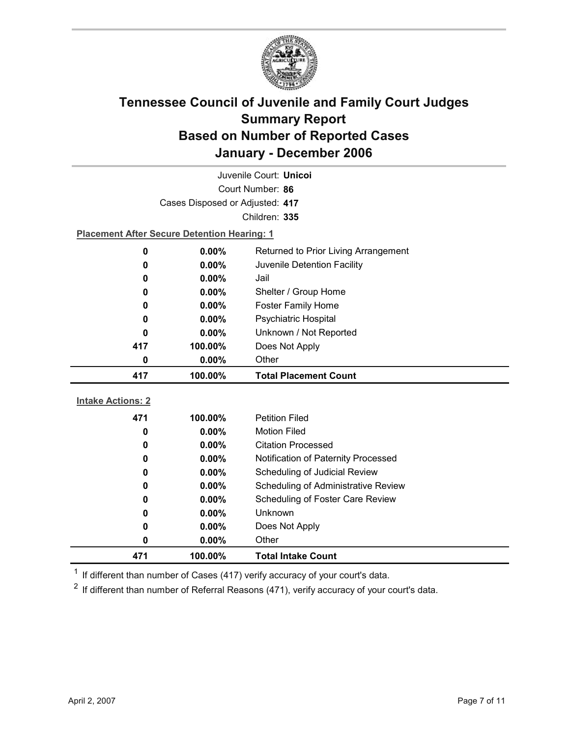# Tennessee Council of Juvenile and Family Court Judges
## Summary Report
## Based on Number of Reported Cases
## January - December 2006

Juvenile Court: **Unicoi**
Court Number: **86**
Cases Disposed or Adjusted: **417**
Children: **335**

**Placement After Secure Detention Hearing: 1**

| Count | Percent | Placement |
|---|---|---|
| 0 | 0.00% | Returned to Prior Living Arrangement |
| 0 | 0.00% | Juvenile Detention Facility |
| 0 | 0.00% | Jail |
| 0 | 0.00% | Shelter / Group Home |
| 0 | 0.00% | Foster Family Home |
| 0 | 0.00% | Psychiatric Hospital |
| 0 | 0.00% | Unknown / Not Reported |
| 417 | 100.00% | Does Not Apply |
| 0 | 0.00% | Other |
| **417** | **100.00%** | **Total Placement Count** |

**Intake Actions: 2**

| Count | Percent | Action |
|---|---|---|
| 471 | 100.00% | Petition Filed |
| 0 | 0.00% | Motion Filed |
| 0 | 0.00% | Citation Processed |
| 0 | 0.00% | Notification of Paternity Processed |
| 0 | 0.00% | Scheduling of Judicial Review |
| 0 | 0.00% | Scheduling of Administrative Review |
| 0 | 0.00% | Scheduling of Foster Care Review |
| 0 | 0.00% | Unknown |
| 0 | 0.00% | Does Not Apply |
| 0 | 0.00% | Other |
| **471** | **100.00%** | **Total Intake Count** |

[1] If different than number of Cases (417) verify accuracy of your court's data.

[2] If different than number of Referral Reasons (471), verify accuracy of your court's data.

April 2, 2007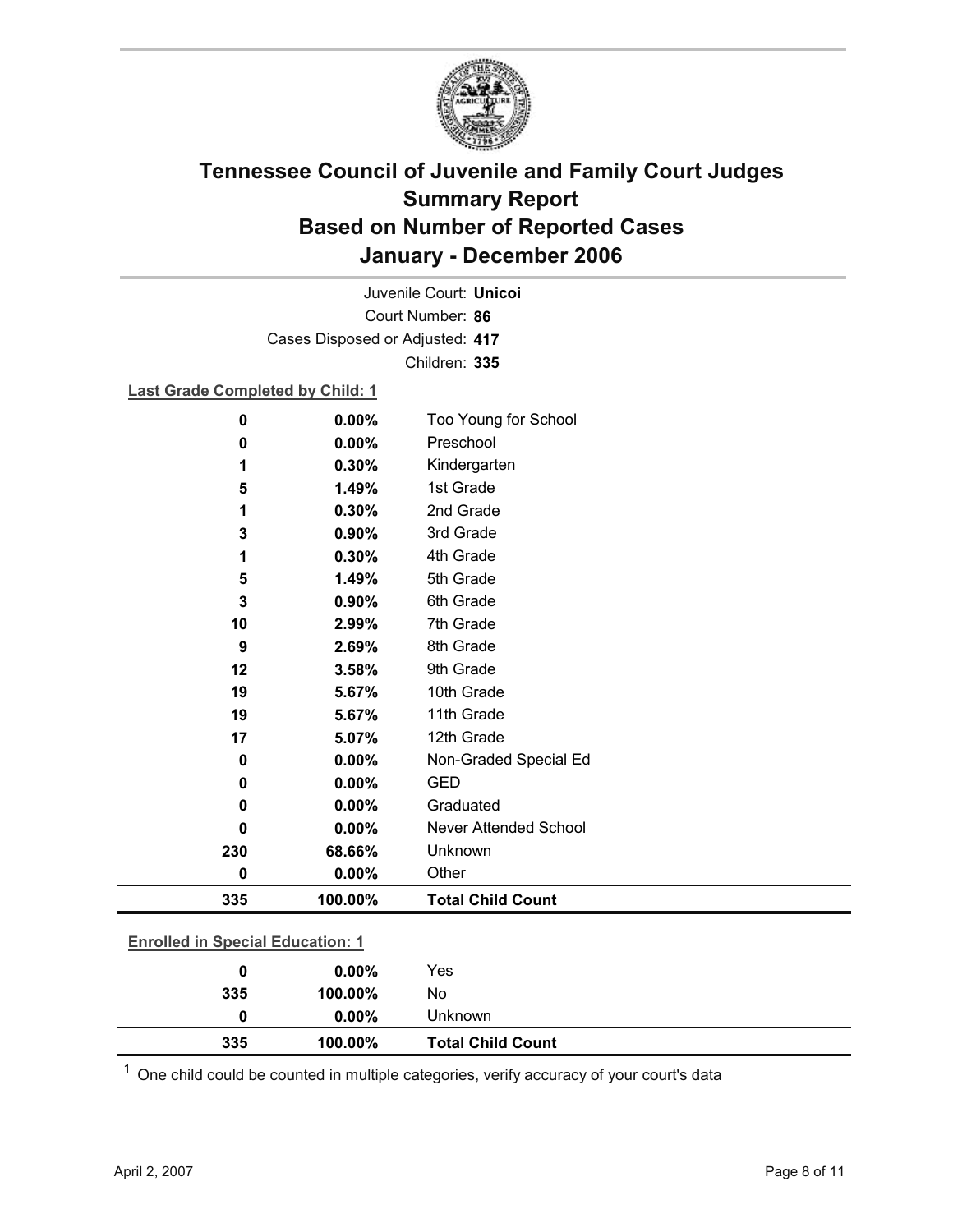# Tennessee Council of Juvenile and Family Court Judges
## Summary Report
## Based on Number of Reported Cases
## January - December 2006

Juvenile Court: **Unicoi**

Court Number: **86**

Cases Disposed or Adjusted: **417**

Children: **335**

**Last Grade Completed by Child: 1**

| Count | Percent | Category |
|---|---|---|
| 0 | 0.00% | Too Young for School |
| 0 | 0.00% | Preschool |
| 1 | 0.30% | Kindergarten |
| 5 | 1.49% | 1st Grade |
| 1 | 0.30% | 2nd Grade |
| 3 | 0.90% | 3rd Grade |
| 1 | 0.30% | 4th Grade |
| 5 | 1.49% | 5th Grade |
| 3 | 0.90% | 6th Grade |
| 10 | 2.99% | 7th Grade |
| 9 | 2.69% | 8th Grade |
| 12 | 3.58% | 9th Grade |
| 19 | 5.67% | 10th Grade |
| 19 | 5.67% | 11th Grade |
| 17 | 5.07% | 12th Grade |
| 0 | 0.00% | Non-Graded Special Ed |
| 0 | 0.00% | GED |
| 0 | 0.00% | Graduated |
| 0 | 0.00% | Never Attended School |
| 230 | 68.66% | Unknown |
| 0 | 0.00% | Other |
| **335** | **100.00%** | **Total Child Count** |

**Enrolled in Special Education: 1**

| Count | Percent | Category |
|---|---|---|
| 0 | 0.00% | Yes |
| 335 | 100.00% | No |
| 0 | 0.00% | Unknown |
| **335** | **100.00%** | **Total Child Count** |

[1] One child could be counted in multiple categories, verify accuracy of your court's data

April 2, 2007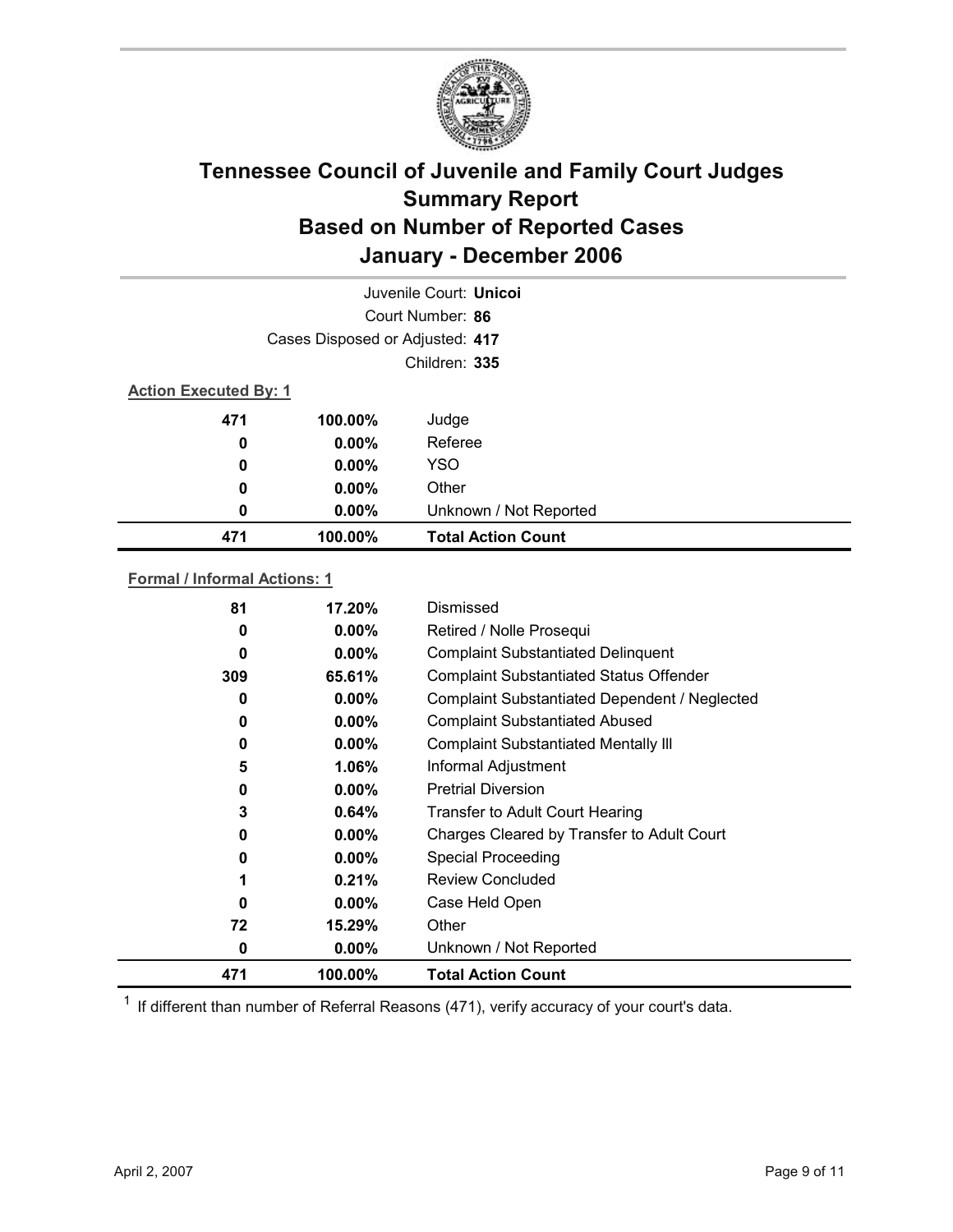# Tennessee Council of Juvenile and Family Court Judges
## Summary Report
## Based on Number of Reported Cases
## January - December 2006

Juvenile Court: **Unicoi**

Court Number: **86**

Cases Disposed or Adjusted: **417**

Children: **335**

**Action Executed By: 1**

| Count | Percent | Category |
|---|---|---|
| 471 | 100.00% | Judge |
| 0 | 0.00% | Referee |
| 0 | 0.00% | YSO |
| 0 | 0.00% | Other |
| 0 | 0.00% | Unknown / Not Reported |
| **471** | **100.00%** | **Total Action Count** |

**Formal / Informal Actions: 1**

| Count | Percent | Category |
|---|---|---|
| 81 | 17.20% | Dismissed |
| 0 | 0.00% | Retired / Nolle Prosequi |
| 0 | 0.00% | Complaint Substantiated Delinquent |
| 309 | 65.61% | Complaint Substantiated Status Offender |
| 0 | 0.00% | Complaint Substantiated Dependent / Neglected |
| 0 | 0.00% | Complaint Substantiated Abused |
| 0 | 0.00% | Complaint Substantiated Mentally Ill |
| 5 | 1.06% | Informal Adjustment |
| 0 | 0.00% | Pretrial Diversion |
| 3 | 0.64% | Transfer to Adult Court Hearing |
| 0 | 0.00% | Charges Cleared by Transfer to Adult Court |
| 0 | 0.00% | Special Proceeding |
| 1 | 0.21% | Review Concluded |
| 0 | 0.00% | Case Held Open |
| 72 | 15.29% | Other |
| 0 | 0.00% | Unknown / Not Reported |
| **471** | **100.00%** | **Total Action Count** |

[1] If different than number of Referral Reasons (471), verify accuracy of your court's data.

April 2, 2007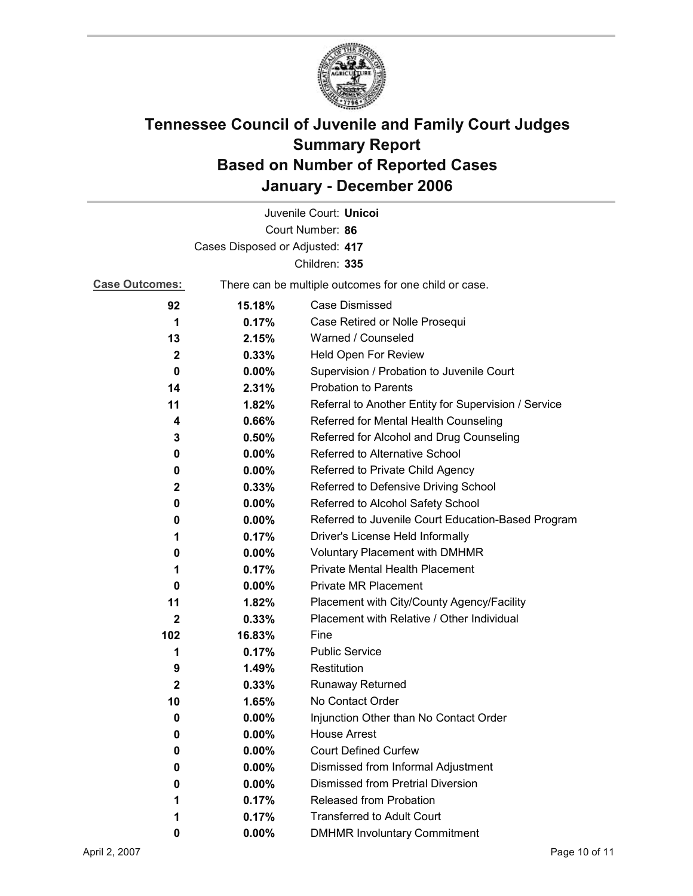# Tennessee Council of Juvenile and Family Court Judges Summary Report Based on Number of Reported Cases January - December 2006

Juvenile Court: **Unicoi**
Court Number: **86**
Cases Disposed or Adjusted: **417**
Children: **335**

**Case Outcomes:** There can be multiple outcomes for one child or case.

| | | |
|---|---|---|
| **92** | **15.18%** | Case Dismissed |
| **1** | **0.17%** | Case Retired or Nolle Prosequi |
| **13** | **2.15%** | Warned / Counseled |
| **2** | **0.33%** | Held Open For Review |
| **0** | **0.00%** | Supervision / Probation to Juvenile Court |
| **14** | **2.31%** | Probation to Parents |
| **11** | **1.82%** | Referral to Another Entity for Supervision / Service |
| **4** | **0.66%** | Referred for Mental Health Counseling |
| **3** | **0.50%** | Referred for Alcohol and Drug Counseling |
| **0** | **0.00%** | Referred to Alternative School |
| **0** | **0.00%** | Referred to Private Child Agency |
| **2** | **0.33%** | Referred to Defensive Driving School |
| **0** | **0.00%** | Referred to Alcohol Safety School |
| **0** | **0.00%** | Referred to Juvenile Court Education-Based Program |
| **1** | **0.17%** | Driver's License Held Informally |
| **0** | **0.00%** | Voluntary Placement with DMHMR |
| **1** | **0.17%** | Private Mental Health Placement |
| **0** | **0.00%** | Private MR Placement |
| **11** | **1.82%** | Placement with City/County Agency/Facility |
| **2** | **0.33%** | Placement with Relative / Other Individual |
| **102** | **16.83%** | Fine |
| **1** | **0.17%** | Public Service |
| **9** | **1.49%** | Restitution |
| **2** | **0.33%** | Runaway Returned |
| **10** | **1.65%** | No Contact Order |
| **0** | **0.00%** | Injunction Other than No Contact Order |
| **0** | **0.00%** | House Arrest |
| **0** | **0.00%** | Court Defined Curfew |
| **0** | **0.00%** | Dismissed from Informal Adjustment |
| **0** | **0.00%** | Dismissed from Pretrial Diversion |
| **1** | **0.17%** | Released from Probation |
| **1** | **0.17%** | Transferred to Adult Court |
| **0** | **0.00%** | DMHMR Involuntary Commitment |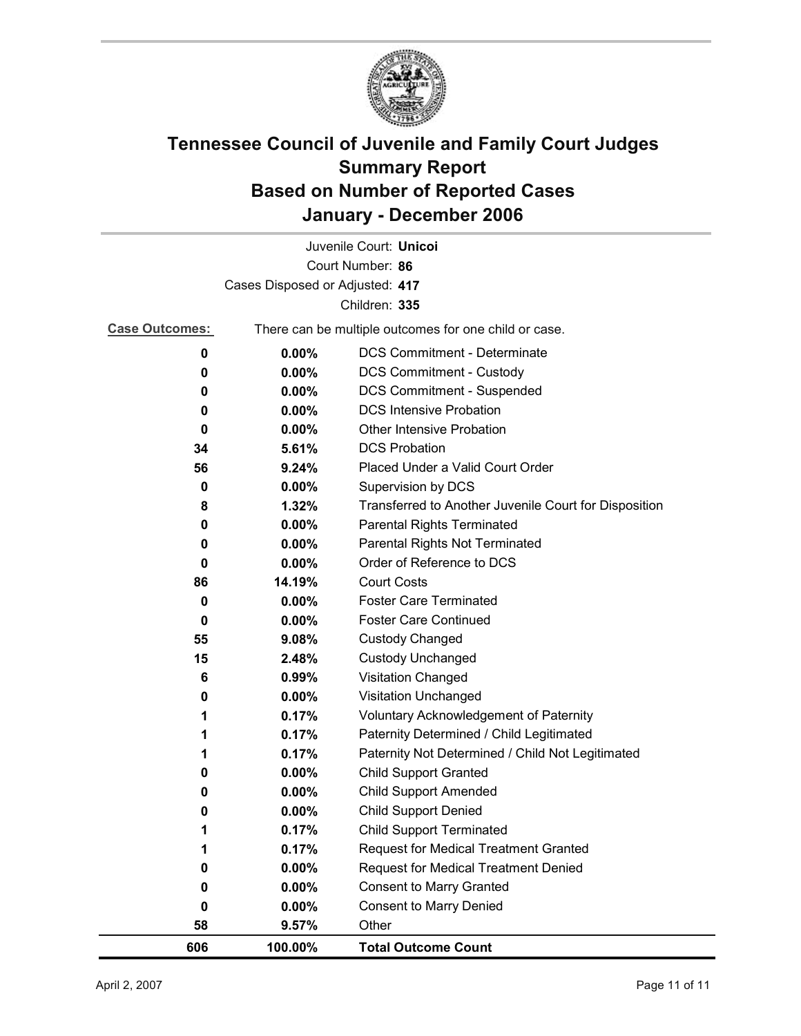# Tennessee Council of Juvenile and Family Court Judges
# Summary Report
# Based on Number of Reported Cases
# January - December 2006

Juvenile Court: **Unicoi**

Court Number: **86**

Cases Disposed or Adjusted: **417**

Children: **335**

**Case Outcomes:** There can be multiple outcomes for one child or case.

| | | |
|---|---|---|
| 0 | 0.00% | DCS Commitment - Determinate |
| 0 | 0.00% | DCS Commitment - Custody |
| 0 | 0.00% | DCS Commitment - Suspended |
| 0 | 0.00% | DCS Intensive Probation |
| 0 | 0.00% | Other Intensive Probation |
| 34 | 5.61% | DCS Probation |
| 56 | 9.24% | Placed Under a Valid Court Order |
| 0 | 0.00% | Supervision by DCS |
| 8 | 1.32% | Transferred to Another Juvenile Court for Disposition |
| 0 | 0.00% | Parental Rights Terminated |
| 0 | 0.00% | Parental Rights Not Terminated |
| 0 | 0.00% | Order of Reference to DCS |
| 86 | 14.19% | Court Costs |
| 0 | 0.00% | Foster Care Terminated |
| 0 | 0.00% | Foster Care Continued |
| 55 | 9.08% | Custody Changed |
| 15 | 2.48% | Custody Unchanged |
| 6 | 0.99% | Visitation Changed |
| 0 | 0.00% | Visitation Unchanged |
| 1 | 0.17% | Voluntary Acknowledgement of Paternity |
| 1 | 0.17% | Paternity Determined / Child Legitimated |
| 1 | 0.17% | Paternity Not Determined / Child Not Legitimated |
| 0 | 0.00% | Child Support Granted |
| 0 | 0.00% | Child Support Amended |
| 0 | 0.00% | Child Support Denied |
| 1 | 0.17% | Child Support Terminated |
| 1 | 0.17% | Request for Medical Treatment Granted |
| 0 | 0.00% | Request for Medical Treatment Denied |
| 0 | 0.00% | Consent to Marry Granted |
| 0 | 0.00% | Consent to Marry Denied |
| 58 | 9.57% | Other |
| **606** | **100.00%** | **Total Outcome Count** |

April 2, 2007